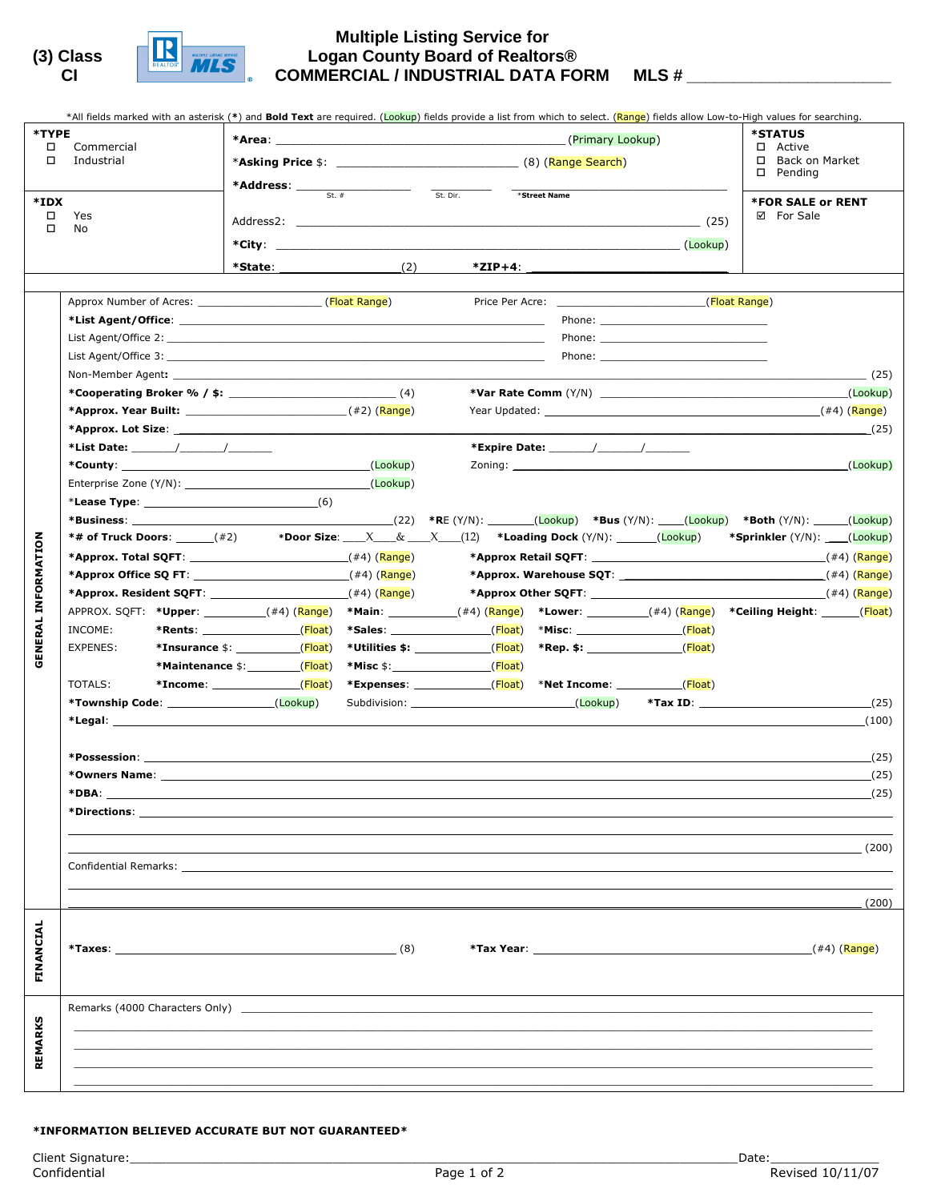**(3) Class CI**

# Multiple Listing Service for Logan County Board of Realtors®
# COMMERCIAL / INDUSTRIAL DATA FORM

**MLS #** ______________________

*All fields marked with an asterisk (*) and **Bold Text** are required. (Lookup) fields provide a list from which to select. (Range) fields allow Low-to-High values for searching.

**\*TYPE**
- ☐ Commercial
- ☐ Industrial

**\*IDX**
- ☐ Yes
- ☐ No

**\*Area**: ______________________ (Primary Lookup)

\***Asking Price** $: ______________ (8) (Range Search)

**\*Address**: __________ (St. #) __________ (St. Dir.) __________ (*Street Name)

Address2: ______________________ (25)

**\*City**: ______________________ (Lookup)

**\*State**: __________ (2) **\*ZIP+4**: ______________

**\*STATUS**
- ☐ Active
- ☐ Back on Market
- ☐ Pending

**\*FOR SALE or RENT**
- ☑ For Sale

## GENERAL INFORMATION

Approx Number of Acres: __________ (Float Range) Price Per Acre: __________ (Float Range)

**\*List Agent/Office**: ______________________ Phone: __________

List Agent/Office 2: ______________________ Phone: __________

List Agent/Office 3: ______________________ Phone: __________

Non-Member Agent: ______________________ (25)

**\*Cooperating Broker % / $**: __________ (4) **\*Var Rate Comm** (Y/N) __________ (Lookup)

**\*Approx. Year Built:** __________ (#2) (Range) Year Updated: __________ (#4) (Range)

**\*Approx. Lot Size**: ______________________ (25)

**\*List Date:** ____/____/____ **\*Expire Date:** ____/____/____

**\*County**: __________ (Lookup) Zoning: __________ (Lookup)

Enterprise Zone (Y/N): __________ (Lookup)

\***Lease Type**: __________ (6)

**\*Business**: __________ (22) **\*RE** (Y/N): ______ (Lookup) **\*Bus** (Y/N): ____ (Lookup) **\*Both** (Y/N): _____ (Lookup)

**\*# of Truck Doors**: _____ (#2) **\*Door Size**: ___X___&___X___ (12) **\*Loading Dock** (Y/N): ______ (Lookup) **\*Sprinkler** (Y/N): ___ (Lookup)

**\*Approx. Total SQFT**: __________ (#4) (Range) **\*Approx Retail SQFT**: __________ (#4) (Range)

**\*Approx Office SQ FT**: __________ (#4) (Range) **\*Approx. Warehouse SQT**: __________ (#4) (Range)

**\*Approx. Resident SQFT**: __________ (#4) (Range) **\*Approx Other SQFT**: __________ (#4) (Range)

APPROX. SQFT: **\*Upper**: ______ (#4) (Range) **\*Main**: ______ (#4) (Range) **\*Lower**: ______ (#4) (Range) **\*Ceiling Height**: _____ (Float)

INCOME: **\*Rents**: ______ (Float) **\*Sales**: ______ (Float) **\*Misc**: ______ (Float)

EXPENES: **\*Insurance** $: ______ (Float) **\*Utilities $**: ______ (Float) **\*Rep. $**: ______ (Float)

**\*Maintenance** $: ______ (Float) **\*Misc** $: ______ (Float)

TOTALS: **\*Income**: ______ (Float) **\*Expenses**: ______ (Float) \***Net Income**: ______ (Float)

**\*Township Code**: ______ (Lookup) Subdivision: ______ (Lookup) **\*Tax ID**: ______ (25)

**\*Legal**: ______________________ (100)

**\*Possession**: ______________________ (25)

**\*Owners Name**: ______________________ (25)

**\*DBA**: ______________________ (25)

**\*Directions**: ______________________ (200)

Confidential Remarks: ______________________ (200)

## FINANCIAL

**\*Taxes**: ______________________ (8) **\*Tax Year**: ______________________ (#4) (Range)

## REMARKS

Remarks (4000 Characters Only) ______________________

**\*INFORMATION BELIEVED ACCURATE BUT NOT GUARANTEED\***

Client Signature: ______________________ Date: __________

Confidential

Revised 10/11/07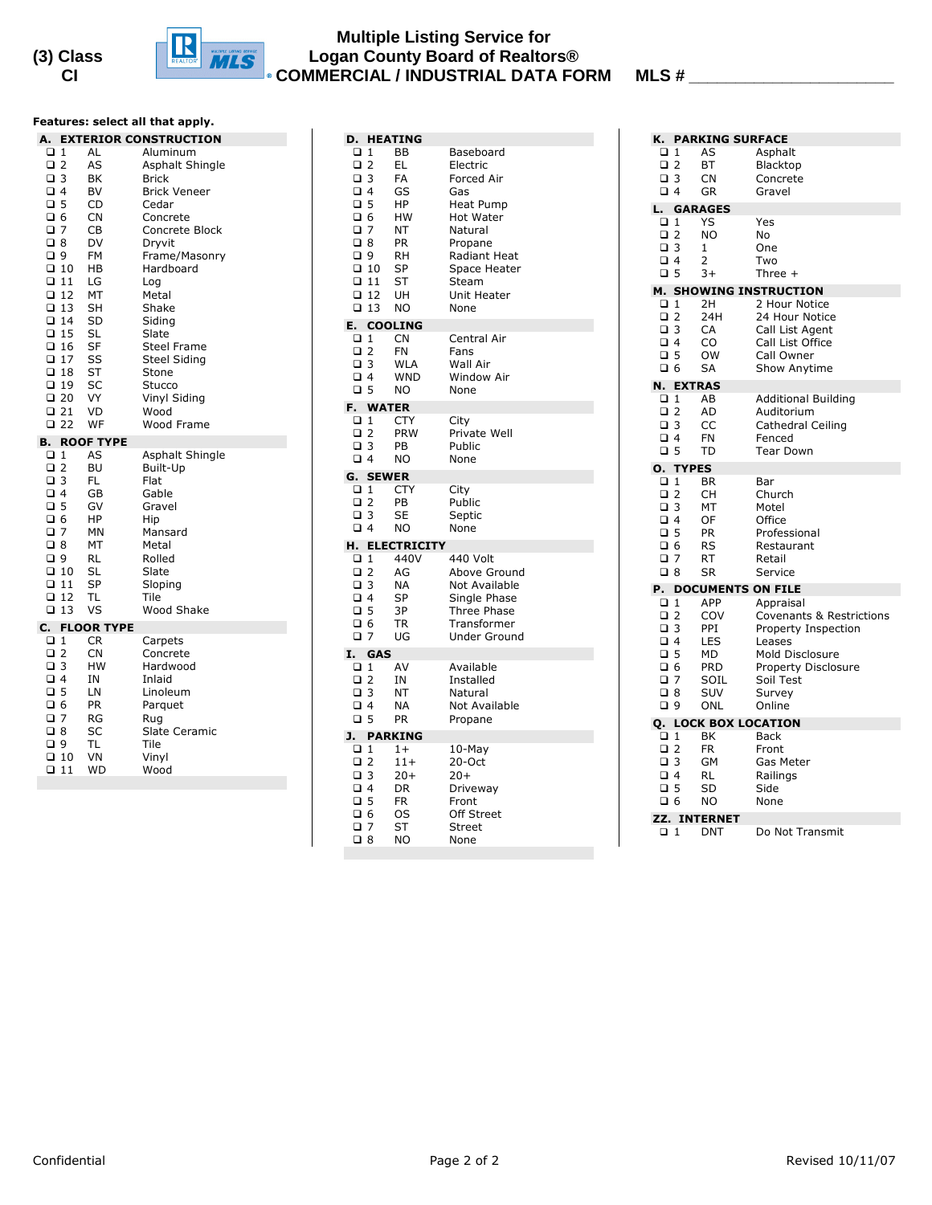(3) Class CI

# Multiple Listing Service for Logan County Board of Realtors®
## COMMERCIAL / INDUSTRIAL DATA FORM

MLS # ______________________

**Features: select all that apply.**

### A. EXTERIOR CONSTRUCTION

| | | |
|---|---|---|
| ❑ 1 | AL | Aluminum |
| ❑ 2 | AS | Asphalt Shingle |
| ❑ 3 | BK | Brick |
| ❑ 4 | BV | Brick Veneer |
| ❑ 5 | CD | Cedar |
| ❑ 6 | CN | Concrete |
| ❑ 7 | CB | Concrete Block |
| ❑ 8 | DV | Dryvit |
| ❑ 9 | FM | Frame/Masonry |
| ❑ 10 | HB | Hardboard |
| ❑ 11 | LG | Log |
| ❑ 12 | MT | Metal |
| ❑ 13 | SH | Shake |
| ❑ 14 | SD | Siding |
| ❑ 15 | SL | Slate |
| ❑ 16 | SF | Steel Frame |
| ❑ 17 | SS | Steel Siding |
| ❑ 18 | ST | Stone |
| ❑ 19 | SC | Stucco |
| ❑ 20 | VY | Vinyl Siding |
| ❑ 21 | VD | Wood |
| ❑ 22 | WF | Wood Frame |

### B. ROOF TYPE

| | | |
|---|---|---|
| ❑ 1 | AS | Asphalt Shingle |
| ❑ 2 | BU | Built-Up |
| ❑ 3 | FL | Flat |
| ❑ 4 | GB | Gable |
| ❑ 5 | GV | Gravel |
| ❑ 6 | HP | Hip |
| ❑ 7 | MN | Mansard |
| ❑ 8 | MT | Metal |
| ❑ 9 | RL | Rolled |
| ❑ 10 | SL | Slate |
| ❑ 11 | SP | Sloping |
| ❑ 12 | TL | Tile |
| ❑ 13 | VS | Wood Shake |

### C. FLOOR TYPE

| | | |
|---|---|---|
| ❑ 1 | CR | Carpets |
| ❑ 2 | CN | Concrete |
| ❑ 3 | HW | Hardwood |
| ❑ 4 | IN | Inlaid |
| ❑ 5 | LN | Linoleum |
| ❑ 6 | PR | Parquet |
| ❑ 7 | RG | Rug |
| ❑ 8 | SC | Slate Ceramic |
| ❑ 9 | TL | Tile |
| ❑ 10 | VN | Vinyl |
| ❑ 11 | WD | Wood |

### D. HEATING

| | | |
|---|---|---|
| ❑ 1 | BB | Baseboard |
| ❑ 2 | EL | Electric |
| ❑ 3 | FA | Forced Air |
| ❑ 4 | GS | Gas |
| ❑ 5 | HP | Heat Pump |
| ❑ 6 | HW | Hot Water |
| ❑ 7 | NT | Natural |
| ❑ 8 | PR | Propane |
| ❑ 9 | RH | Radiant Heat |
| ❑ 10 | SP | Space Heater |
| ❑ 11 | ST | Steam |
| ❑ 12 | UH | Unit Heater |
| ❑ 13 | NO | None |

### E. COOLING

| | | |
|---|---|---|
| ❑ 1 | CN | Central Air |
| ❑ 2 | FN | Fans |
| ❑ 3 | WLA | Wall Air |
| ❑ 4 | WND | Window Air |
| ❑ 5 | NO | None |

### F. WATER

| | | |
|---|---|---|
| ❑ 1 | CTY | City |
| ❑ 2 | PRW | Private Well |
| ❑ 3 | PB | Public |
| ❑ 4 | NO | None |

### G. SEWER

| | | |
|---|---|---|
| ❑ 1 | CTY | City |
| ❑ 2 | PB | Public |
| ❑ 3 | SE | Septic |
| ❑ 4 | NO | None |

### H. ELECTRICITY

| | | |
|---|---|---|
| ❑ 1 | 440V | 440 Volt |
| ❑ 2 | AG | Above Ground |
| ❑ 3 | NA | Not Available |
| ❑ 4 | SP | Single Phase |
| ❑ 5 | 3P | Three Phase |
| ❑ 6 | TR | Transformer |
| ❑ 7 | UG | Under Ground |

### I. GAS

| | | |
|---|---|---|
| ❑ 1 | AV | Available |
| ❑ 2 | IN | Installed |
| ❑ 3 | NT | Natural |
| ❑ 4 | NA | Not Available |
| ❑ 5 | PR | Propane |

### J. PARKING

| | | |
|---|---|---|
| ❑ 1 | 1+ | 10-May |
| ❑ 2 | 11+ | 20-Oct |
| ❑ 3 | 20+ | 20+ |
| ❑ 4 | DR | Driveway |
| ❑ 5 | FR | Front |
| ❑ 6 | OS | Off Street |
| ❑ 7 | ST | Street |
| ❑ 8 | NO | None |

### K. PARKING SURFACE

| | | |
|---|---|---|
| ❑ 1 | AS | Asphalt |
| ❑ 2 | BT | Blacktop |
| ❑ 3 | CN | Concrete |
| ❑ 4 | GR | Gravel |

### L. GARAGES

| | | |
|---|---|---|
| ❑ 1 | YS | Yes |
| ❑ 2 | NO | No |
| ❑ 3 | 1 | One |
| ❑ 4 | 2 | Two |
| ❑ 5 | 3+ | Three + |

### M. SHOWING INSTRUCTION

| | | |
|---|---|---|
| ❑ 1 | 2H | 2 Hour Notice |
| ❑ 2 | 24H | 24 Hour Notice |
| ❑ 3 | CA | Call List Agent |
| ❑ 4 | CO | Call List Office |
| ❑ 5 | OW | Call Owner |
| ❑ 6 | SA | Show Anytime |

### N. EXTRAS

| | | |
|---|---|---|
| ❑ 1 | AB | Additional Building |
| ❑ 2 | AD | Auditorium |
| ❑ 3 | CC | Cathedral Ceiling |
| ❑ 4 | FN | Fenced |
| ❑ 5 | TD | Tear Down |

### O. TYPES

| | | |
|---|---|---|
| ❑ 1 | BR | Bar |
| ❑ 2 | CH | Church |
| ❑ 3 | MT | Motel |
| ❑ 4 | OF | Office |
| ❑ 5 | PR | Professional |
| ❑ 6 | RS | Restaurant |
| ❑ 7 | RT | Retail |
| ❑ 8 | SR | Service |

### P. DOCUMENTS ON FILE

| | | |
|---|---|---|
| ❑ 1 | APP | Appraisal |
| ❑ 2 | COV | Covenants & Restrictions |
| ❑ 3 | PPI | Property Inspection |
| ❑ 4 | LES | Leases |
| ❑ 5 | MD | Mold Disclosure |
| ❑ 6 | PRD | Property Disclosure |
| ❑ 7 | SOIL | Soil Test |
| ❑ 8 | SUV | Survey |
| ❑ 9 | ONL | Online |

### Q. LOCK BOX LOCATION

| | | |
|---|---|---|
| ❑ 1 | BK | Back |
| ❑ 2 | FR | Front |
| ❑ 3 | GM | Gas Meter |
| ❑ 4 | RL | Railings |
| ❑ 5 | SD | Side |
| ❑ 6 | NO | None |

### ZZ. INTERNET

| | | |
|---|---|---|
| ❑ 1 | DNT | Do Not Transmit |

Confidential

Revised 10/11/07